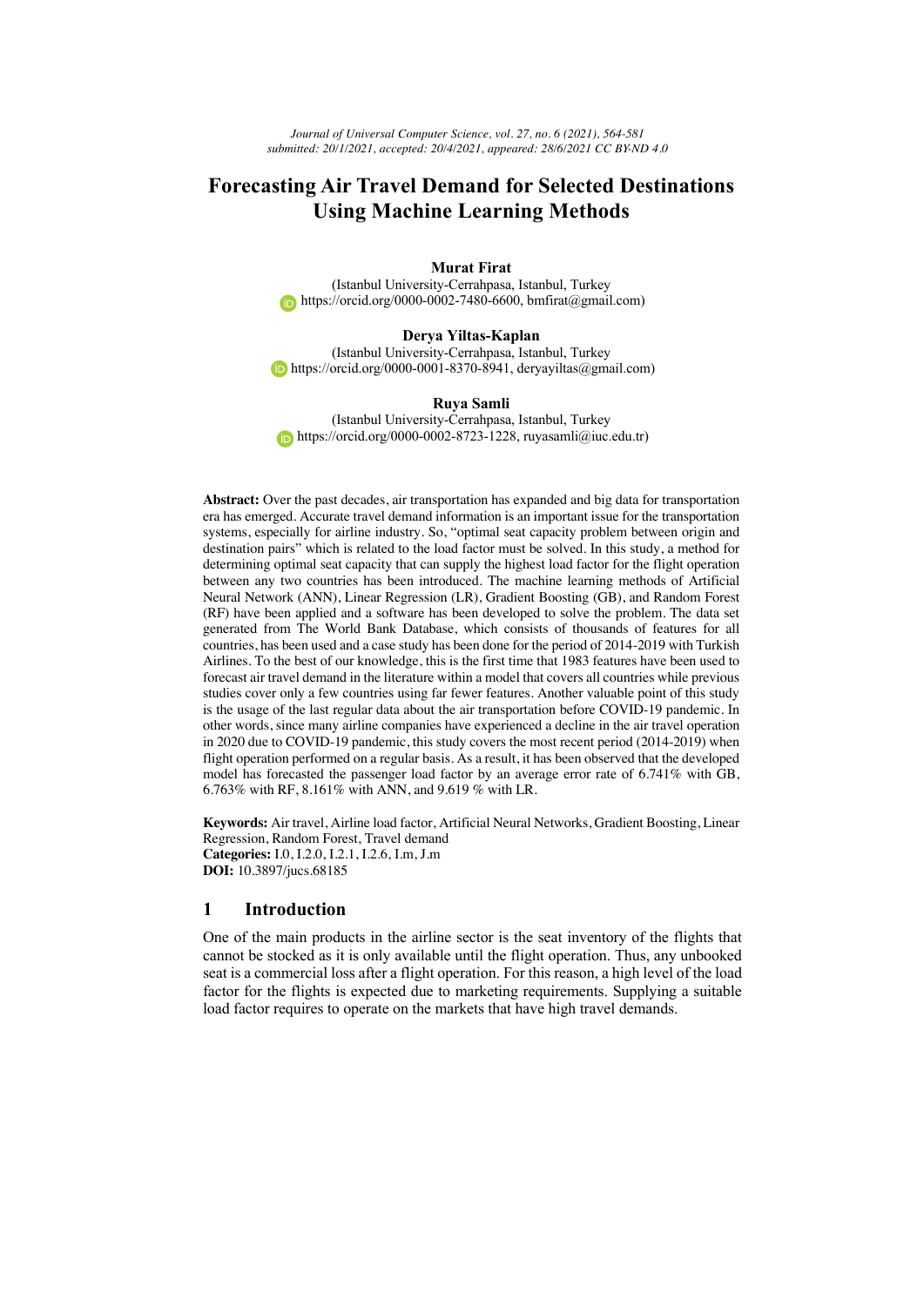*Journal of Universal Computer Science, vol. 27, no. 6 (2021), 564-581*
*submitted: 20/1/2021, accepted: 20/4/2021, appeared: 28/6/2021 CC BY-ND 4.0*

# Forecasting Air Travel Demand for Selected Destinations Using Machine Learning Methods

**Murat Firat**
(Istanbul University-Cerrahpasa, Istanbul, Turkey
https://orcid.org/0000-0002-7480-6600, bmfirat@gmail.com)

**Derya Yiltas-Kaplan**
(Istanbul University-Cerrahpasa, Istanbul, Turkey
https://orcid.org/0000-0001-8370-8941, deryayiltas@gmail.com)

**Ruya Samli**
(Istanbul University-Cerrahpasa, Istanbul, Turkey
https://orcid.org/0000-0002-8723-1228, ruyasamli@iuc.edu.tr)

**Abstract:** Over the past decades, air transportation has expanded and big data for transportation era has emerged. Accurate travel demand information is an important issue for the transportation systems, especially for airline industry. So, "optimal seat capacity problem between origin and destination pairs" which is related to the load factor must be solved. In this study, a method for determining optimal seat capacity that can supply the highest load factor for the flight operation between any two countries has been introduced. The machine learning methods of Artificial Neural Network (ANN), Linear Regression (LR), Gradient Boosting (GB), and Random Forest (RF) have been applied and a software has been developed to solve the problem. The data set generated from The World Bank Database, which consists of thousands of features for all countries, has been used and a case study has been done for the period of 2014-2019 with Turkish Airlines. To the best of our knowledge, this is the first time that 1983 features have been used to forecast air travel demand in the literature within a model that covers all countries while previous studies cover only a few countries using far fewer features. Another valuable point of this study is the usage of the last regular data about the air transportation before COVID-19 pandemic. In other words, since many airline companies have experienced a decline in the air travel operation in 2020 due to COVID-19 pandemic, this study covers the most recent period (2014-2019) when flight operation performed on a regular basis. As a result, it has been observed that the developed model has forecasted the passenger load factor by an average error rate of 6.741% with GB, 6.763% with RF, 8.161% with ANN, and 9.619 % with LR.

**Keywords:** Air travel, Airline load factor, Artificial Neural Networks, Gradient Boosting, Linear Regression, Random Forest, Travel demand
**Categories:** I.0, I.2.0, I.2.1, I.2.6, I.m, J.m
**DOI:** 10.3897/jucs.68185

## 1 Introduction

One of the main products in the airline sector is the seat inventory of the flights that cannot be stocked as it is only available until the flight operation. Thus, any unbooked seat is a commercial loss after a flight operation. For this reason, a high level of the load factor for the flights is expected due to marketing requirements. Supplying a suitable load factor requires to operate on the markets that have high travel demands.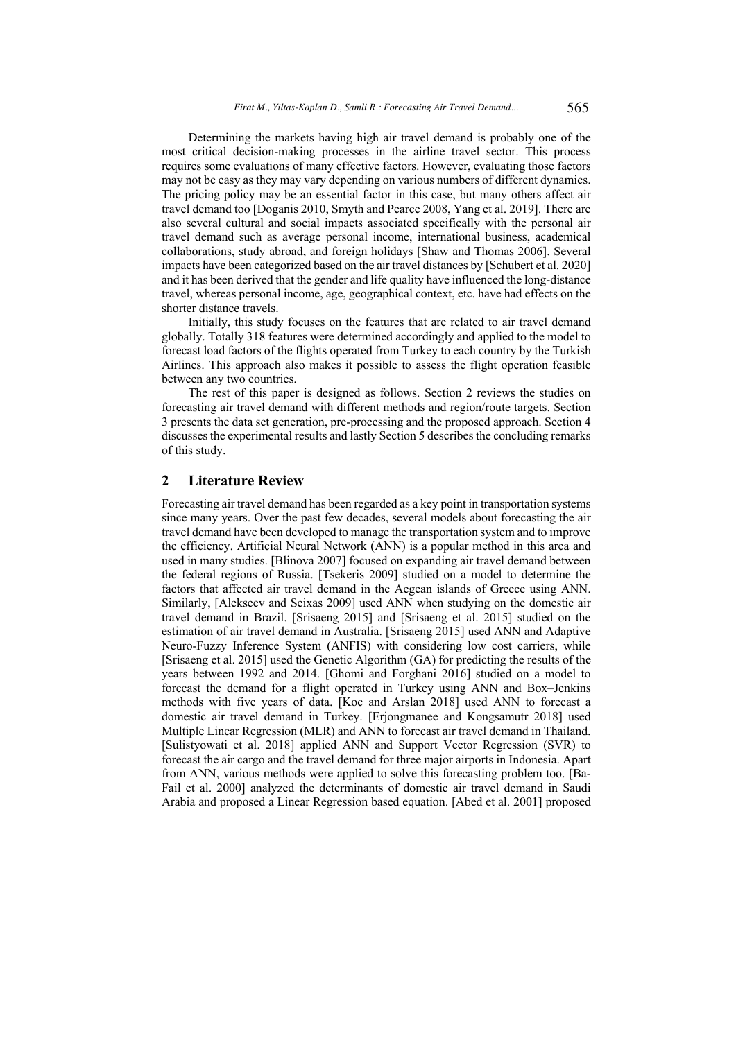Determining the markets having high air travel demand is probably one of the most critical decision-making processes in the airline travel sector. This process requires some evaluations of many effective factors. However, evaluating those factors may not be easy as they may vary depending on various numbers of different dynamics. The pricing policy may be an essential factor in this case, but many others affect air travel demand too [Doganis 2010, Smyth and Pearce 2008, Yang et al. 2019]. There are also several cultural and social impacts associated specifically with the personal air travel demand such as average personal income, international business, academical collaborations, study abroad, and foreign holidays [Shaw and Thomas 2006]. Several impacts have been categorized based on the air travel distances by [Schubert et al. 2020] and it has been derived that the gender and life quality have influenced the long-distance travel, whereas personal income, age, geographical context, etc. have had effects on the shorter distance travels.

Initially, this study focuses on the features that are related to air travel demand globally. Totally 318 features were determined accordingly and applied to the model to forecast load factors of the flights operated from Turkey to each country by the Turkish Airlines. This approach also makes it possible to assess the flight operation feasible between any two countries.

The rest of this paper is designed as follows. Section 2 reviews the studies on forecasting air travel demand with different methods and region/route targets. Section 3 presents the data set generation, pre-processing and the proposed approach. Section 4 discusses the experimental results and lastly Section 5 describes the concluding remarks of this study.

## 2 Literature Review

Forecasting air travel demand has been regarded as a key point in transportation systems since many years. Over the past few decades, several models about forecasting the air travel demand have been developed to manage the transportation system and to improve the efficiency. Artificial Neural Network (ANN) is a popular method in this area and used in many studies. [Blinova 2007] focused on expanding air travel demand between the federal regions of Russia. [Tsekeris 2009] studied on a model to determine the factors that affected air travel demand in the Aegean islands of Greece using ANN. Similarly, [Alekseev and Seixas 2009] used ANN when studying on the domestic air travel demand in Brazil. [Srisaeng 2015] and [Srisaeng et al. 2015] studied on the estimation of air travel demand in Australia. [Srisaeng 2015] used ANN and Adaptive Neuro-Fuzzy Inference System (ANFIS) with considering low cost carriers, while [Srisaeng et al. 2015] used the Genetic Algorithm (GA) for predicting the results of the years between 1992 and 2014. [Ghomi and Forghani 2016] studied on a model to forecast the demand for a flight operated in Turkey using ANN and Box–Jenkins methods with five years of data. [Koc and Arslan 2018] used ANN to forecast a domestic air travel demand in Turkey. [Erjongmanee and Kongsamutr 2018] used Multiple Linear Regression (MLR) and ANN to forecast air travel demand in Thailand. [Sulistyowati et al. 2018] applied ANN and Support Vector Regression (SVR) to forecast the air cargo and the travel demand for three major airports in Indonesia. Apart from ANN, various methods were applied to solve this forecasting problem too. [Ba-Fail et al. 2000] analyzed the determinants of domestic air travel demand in Saudi Arabia and proposed a Linear Regression based equation. [Abed et al. 2001] proposed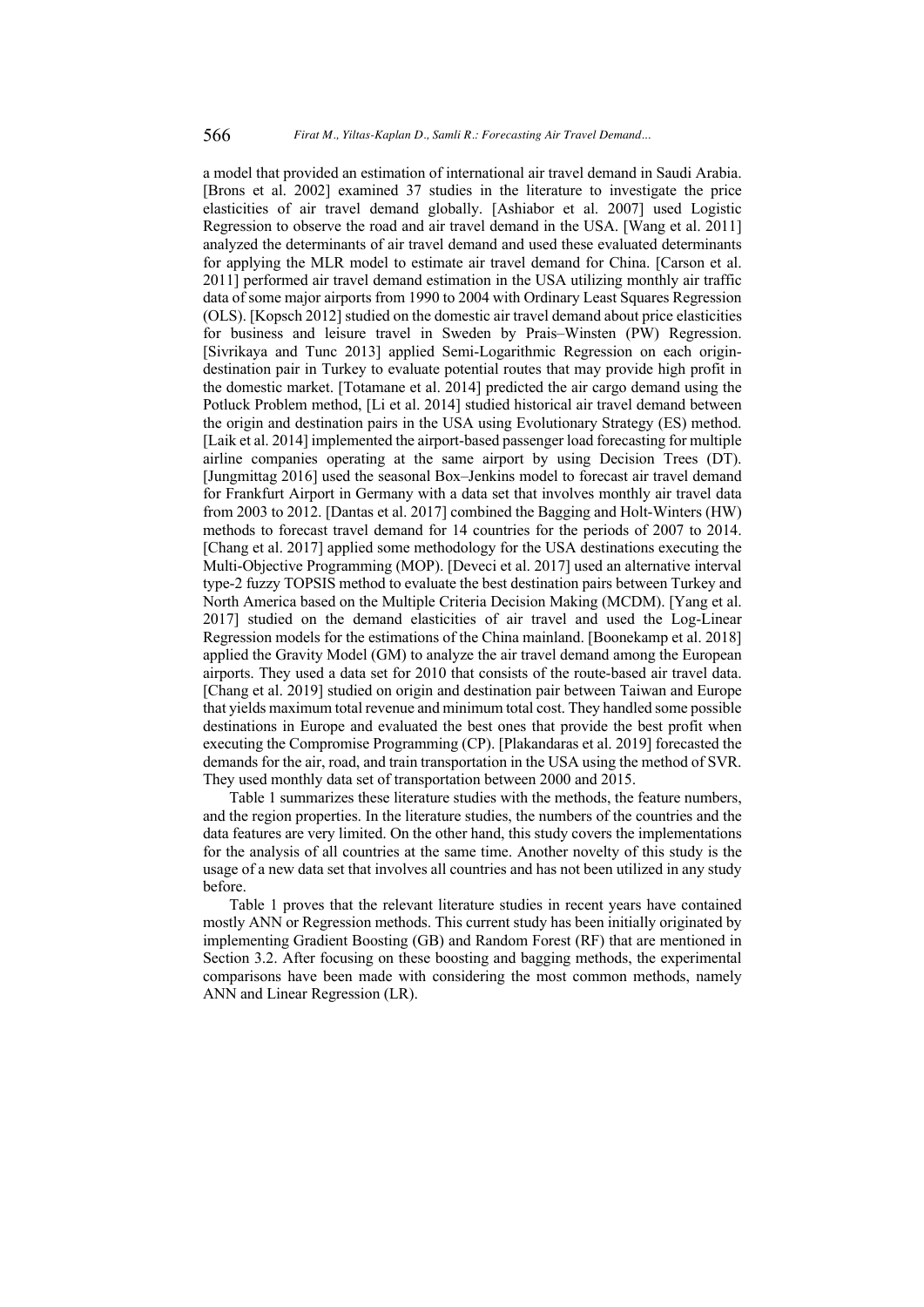a model that provided an estimation of international air travel demand in Saudi Arabia. [Brons et al. 2002] examined 37 studies in the literature to investigate the price elasticities of air travel demand globally. [Ashiabor et al. 2007] used Logistic Regression to observe the road and air travel demand in the USA. [Wang et al. 2011] analyzed the determinants of air travel demand and used these evaluated determinants for applying the MLR model to estimate air travel demand for China. [Carson et al. 2011] performed air travel demand estimation in the USA utilizing monthly air traffic data of some major airports from 1990 to 2004 with Ordinary Least Squares Regression (OLS). [Kopsch 2012] studied on the domestic air travel demand about price elasticities for business and leisure travel in Sweden by Prais–Winsten (PW) Regression. [Sivrikaya and Tunc 2013] applied Semi-Logarithmic Regression on each origin-destination pair in Turkey to evaluate potential routes that may provide high profit in the domestic market. [Totamane et al. 2014] predicted the air cargo demand using the Potluck Problem method, [Li et al. 2014] studied historical air travel demand between the origin and destination pairs in the USA using Evolutionary Strategy (ES) method. [Laik et al. 2014] implemented the airport-based passenger load forecasting for multiple airline companies operating at the same airport by using Decision Trees (DT). [Jungmittag 2016] used the seasonal Box–Jenkins model to forecast air travel demand for Frankfurt Airport in Germany with a data set that involves monthly air travel data from 2003 to 2012. [Dantas et al. 2017] combined the Bagging and Holt-Winters (HW) methods to forecast travel demand for 14 countries for the periods of 2007 to 2014. [Chang et al. 2017] applied some methodology for the USA destinations executing the Multi-Objective Programming (MOP). [Deveci et al. 2017] used an alternative interval type-2 fuzzy TOPSIS method to evaluate the best destination pairs between Turkey and North America based on the Multiple Criteria Decision Making (MCDM). [Yang et al. 2017] studied on the demand elasticities of air travel and used the Log-Linear Regression models for the estimations of the China mainland. [Boonekamp et al. 2018] applied the Gravity Model (GM) to analyze the air travel demand among the European airports. They used a data set for 2010 that consists of the route-based air travel data. [Chang et al. 2019] studied on origin and destination pair between Taiwan and Europe that yields maximum total revenue and minimum total cost. They handled some possible destinations in Europe and evaluated the best ones that provide the best profit when executing the Compromise Programming (CP). [Plakandaras et al. 2019] forecasted the demands for the air, road, and train transportation in the USA using the method of SVR. They used monthly data set of transportation between 2000 and 2015.

Table 1 summarizes these literature studies with the methods, the feature numbers, and the region properties. In the literature studies, the numbers of the countries and the data features are very limited. On the other hand, this study covers the implementations for the analysis of all countries at the same time. Another novelty of this study is the usage of a new data set that involves all countries and has not been utilized in any study before.

Table 1 proves that the relevant literature studies in recent years have contained mostly ANN or Regression methods. This current study has been initially originated by implementing Gradient Boosting (GB) and Random Forest (RF) that are mentioned in Section 3.2. After focusing on these boosting and bagging methods, the experimental comparisons have been made with considering the most common methods, namely ANN and Linear Regression (LR).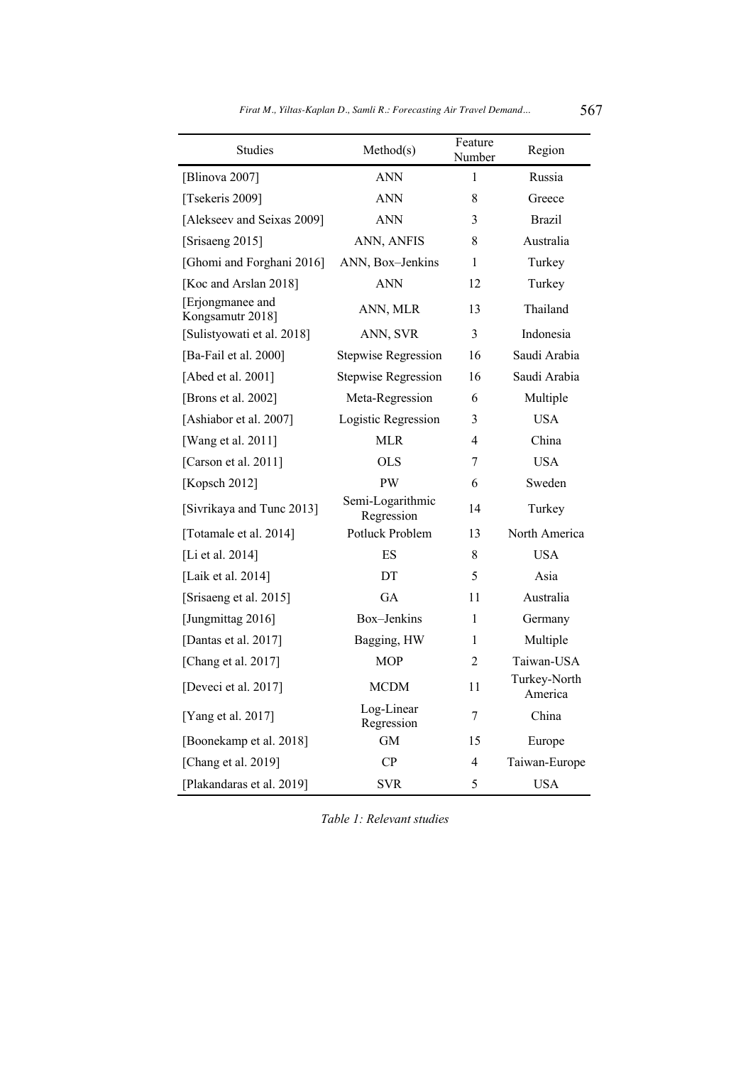| Studies | Method(s) | Feature Number | Region |
|---|---|---|---|
| [Blinova 2007] | ANN | 1 | Russia |
| [Tsekeris 2009] | ANN | 8 | Greece |
| [Alekseev and Seixas 2009] | ANN | 3 | Brazil |
| [Srisaeng 2015] | ANN, ANFIS | 8 | Australia |
| [Ghomi and Forghani 2016] | ANN, Box–Jenkins | 1 | Turkey |
| [Koc and Arslan 2018] | ANN | 12 | Turkey |
| [Erjongmanee and Kongsamutr 2018] | ANN, MLR | 13 | Thailand |
| [Sulistyowati et al. 2018] | ANN, SVR | 3 | Indonesia |
| [Ba-Fail et al. 2000] | Stepwise Regression | 16 | Saudi Arabia |
| [Abed et al. 2001] | Stepwise Regression | 16 | Saudi Arabia |
| [Brons et al. 2002] | Meta-Regression | 6 | Multiple |
| [Ashiabor et al. 2007] | Logistic Regression | 3 | USA |
| [Wang et al. 2011] | MLR | 4 | China |
| [Carson et al. 2011] | OLS | 7 | USA |
| [Kopsch 2012] | PW | 6 | Sweden |
| [Sivrikaya and Tunc 2013] | Semi-Logarithmic Regression | 14 | Turkey |
| [Totamale et al. 2014] | Potluck Problem | 13 | North America |
| [Li et al. 2014] | ES | 8 | USA |
| [Laik et al. 2014] | DT | 5 | Asia |
| [Srisaeng et al. 2015] | GA | 11 | Australia |
| [Jungmittag 2016] | Box–Jenkins | 1 | Germany |
| [Dantas et al. 2017] | Bagging, HW | 1 | Multiple |
| [Chang et al. 2017] | MOP | 2 | Taiwan-USA |
| [Deveci et al. 2017] | MCDM | 11 | Turkey-North America |
| [Yang et al. 2017] | Log-Linear Regression | 7 | China |
| [Boonekamp et al. 2018] | GM | 15 | Europe |
| [Chang et al. 2019] | CP | 4 | Taiwan-Europe |
| [Plakandaras et al. 2019] | SVR | 5 | USA |

*Table 1: Relevant studies*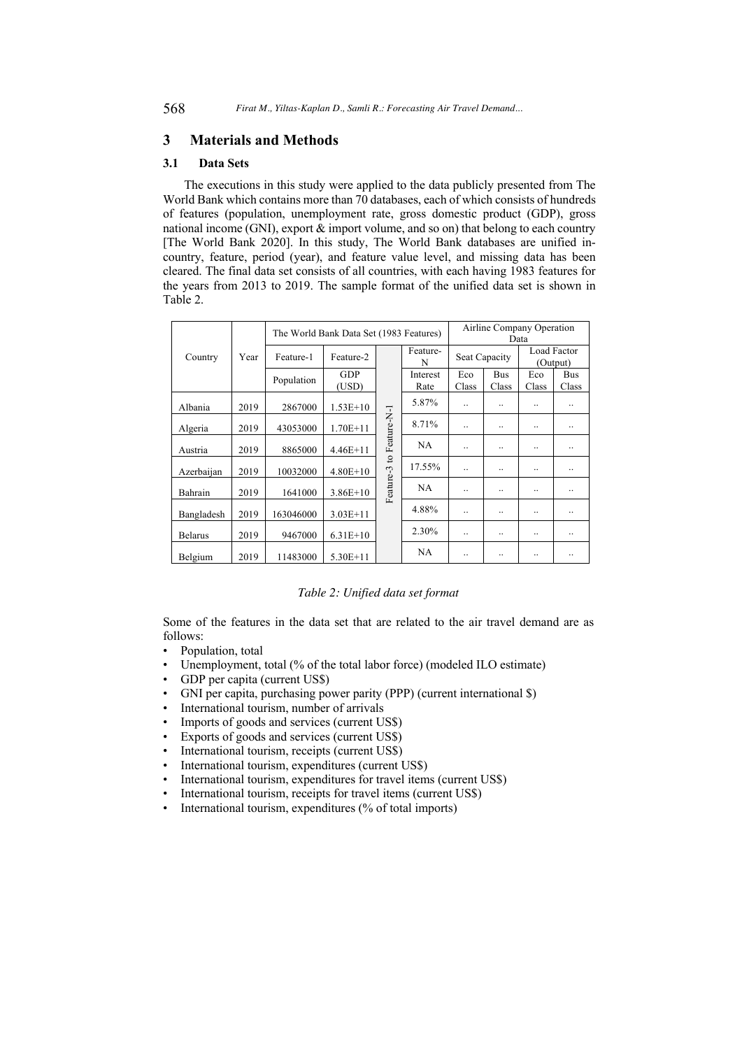## 3 Materials and Methods

### 3.1 Data Sets

The executions in this study were applied to the data publicly presented from The World Bank which contains more than 70 databases, each of which consists of hundreds of features (population, unemployment rate, gross domestic product (GDP), gross national income (GNI), export & import volume, and so on) that belong to each country [The World Bank 2020]. In this study, The World Bank databases are unified in-country, feature, period (year), and feature value level, and missing data has been cleared. The final data set consists of all countries, with each having 1983 features for the years from 2013 to 2019. The sample format of the unified data set is shown in Table 2.

| Country | Year | The World Bank Data Set (1983 Features) | | | | Airline Company Operation Data | | | |
|---|---|---|---|---|---|---|---|---|---|
| | | Feature-1 | Feature-2 | Feature-3 to Feature-N-1 | Feature-N | Seat Capacity | | Load Factor (Output) | |
| | | Population | GDP (USD) | | Interest Rate | Eco Class | Bus Class | Eco Class | Bus Class |
| Albania | 2019 | 2867000 | 1.53E+10 | | 5.87% | .. | .. | .. | .. |
| Algeria | 2019 | 43053000 | 1.70E+11 | | 8.71% | .. | .. | .. | .. |
| Austria | 2019 | 8865000 | 4.46E+11 | | NA | .. | .. | .. | .. |
| Azerbaijan | 2019 | 10032000 | 4.80E+10 | | 17.55% | .. | .. | .. | .. |
| Bahrain | 2019 | 1641000 | 3.86E+10 | | NA | .. | .. | .. | .. |
| Bangladesh | 2019 | 163046000 | 3.03E+11 | | 4.88% | .. | .. | .. | .. |
| Belarus | 2019 | 9467000 | 6.31E+10 | | 2.30% | .. | .. | .. | .. |
| Belgium | 2019 | 11483000 | 5.30E+11 | | NA | .. | .. | .. | .. |

*Table 2: Unified data set format*

Some of the features in the data set that are related to the air travel demand are as follows:

- Population, total
- Unemployment, total (% of the total labor force) (modeled ILO estimate)
- GDP per capita (current US$)
- GNI per capita, purchasing power parity (PPP) (current international $)
- International tourism, number of arrivals
- Imports of goods and services (current US$)
- Exports of goods and services (current US$)
- International tourism, receipts (current US$)
- International tourism, expenditures (current US$)
- International tourism, expenditures for travel items (current US$)
- International tourism, receipts for travel items (current US$)
- International tourism, expenditures (% of total imports)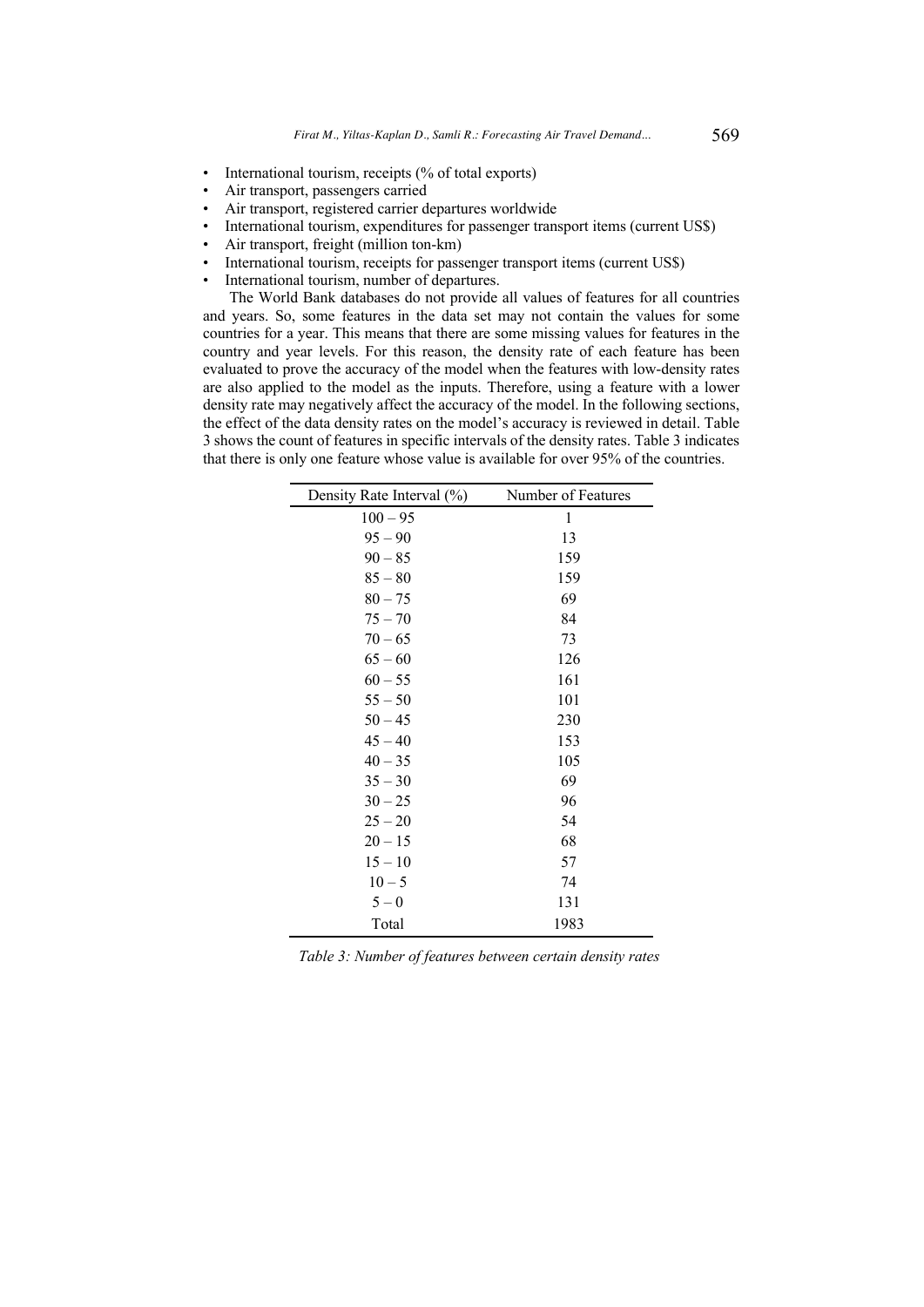- International tourism, receipts (% of total exports)
- Air transport, passengers carried
- Air transport, registered carrier departures worldwide
- International tourism, expenditures for passenger transport items (current US$)
- Air transport, freight (million ton-km)
- International tourism, receipts for passenger transport items (current US$)
- International tourism, number of departures.

The World Bank databases do not provide all values of features for all countries and years. So, some features in the data set may not contain the values for some countries for a year. This means that there are some missing values for features in the country and year levels. For this reason, the density rate of each feature has been evaluated to prove the accuracy of the model when the features with low-density rates are also applied to the model as the inputs. Therefore, using a feature with a lower density rate may negatively affect the accuracy of the model. In the following sections, the effect of the data density rates on the model's accuracy is reviewed in detail. Table 3 shows the count of features in specific intervals of the density rates. Table 3 indicates that there is only one feature whose value is available for over 95% of the countries.

| Density Rate Interval (%) | Number of Features |
|---|---|
| 100 – 95 | 1 |
| 95 – 90 | 13 |
| 90 – 85 | 159 |
| 85 – 80 | 159 |
| 80 – 75 | 69 |
| 75 – 70 | 84 |
| 70 – 65 | 73 |
| 65 – 60 | 126 |
| 60 – 55 | 161 |
| 55 – 50 | 101 |
| 50 – 45 | 230 |
| 45 – 40 | 153 |
| 40 – 35 | 105 |
| 35 – 30 | 69 |
| 30 – 25 | 96 |
| 25 – 20 | 54 |
| 20 – 15 | 68 |
| 15 – 10 | 57 |
| 10 – 5 | 74 |
| 5 – 0 | 131 |
| Total | 1983 |

*Table 3: Number of features between certain density rates*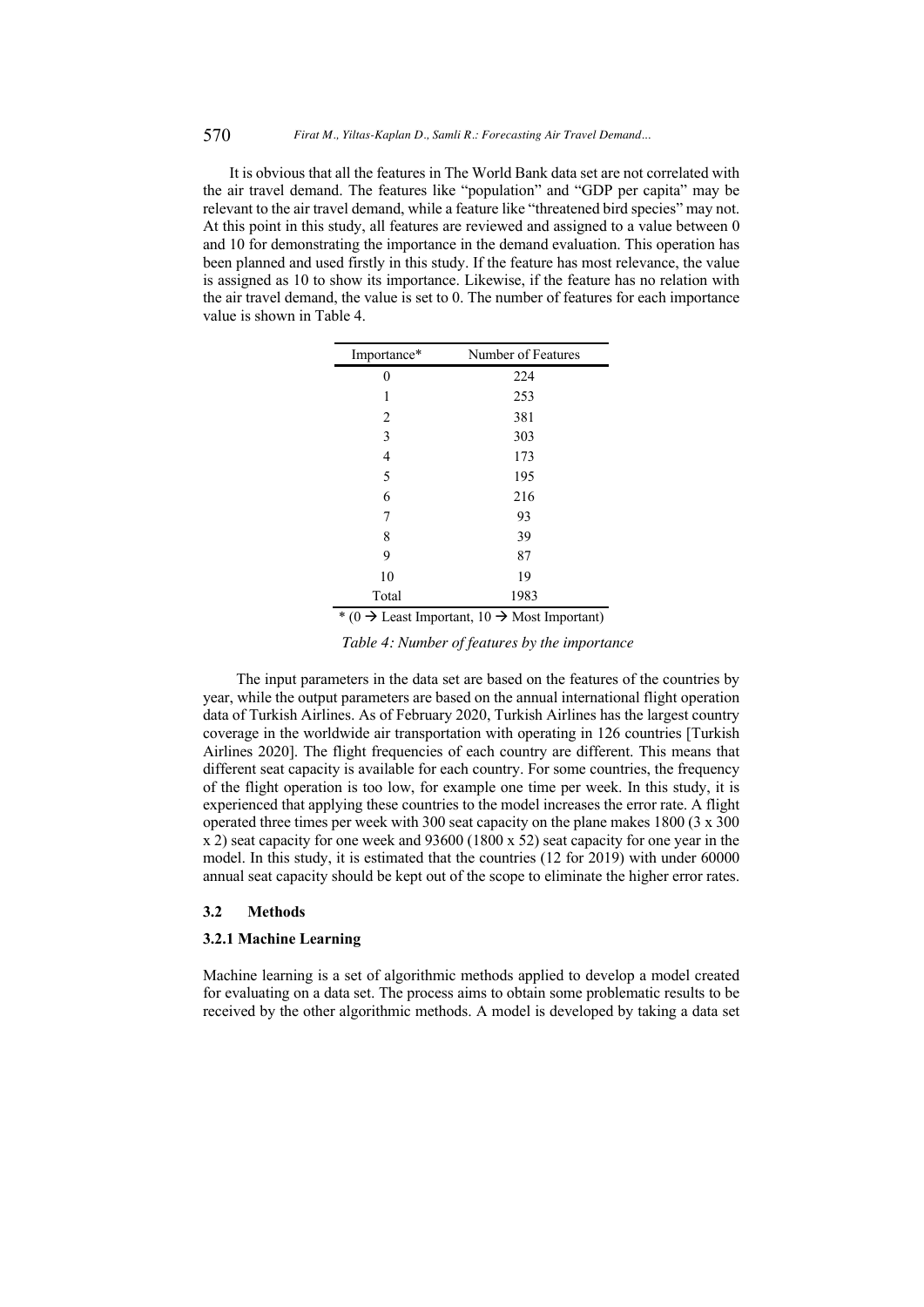It is obvious that all the features in The World Bank data set are not correlated with the air travel demand. The features like "population" and "GDP per capita" may be relevant to the air travel demand, while a feature like "threatened bird species" may not. At this point in this study, all features are reviewed and assigned to a value between 0 and 10 for demonstrating the importance in the demand evaluation. This operation has been planned and used firstly in this study. If the feature has most relevance, the value is assigned as 10 to show its importance. Likewise, if the feature has no relation with the air travel demand, the value is set to 0. The number of features for each importance value is shown in Table 4.

| Importance* | Number of Features |
|---|---|
| 0 | 224 |
| 1 | 253 |
| 2 | 381 |
| 3 | 303 |
| 4 | 173 |
| 5 | 195 |
| 6 | 216 |
| 7 | 93 |
| 8 | 39 |
| 9 | 87 |
| 10 | 19 |
| Total | 1983 |

* (0 → Least Important, 10 → Most Important)

*Table 4: Number of features by the importance*

The input parameters in the data set are based on the features of the countries by year, while the output parameters are based on the annual international flight operation data of Turkish Airlines. As of February 2020, Turkish Airlines has the largest country coverage in the worldwide air transportation with operating in 126 countries [Turkish Airlines 2020]. The flight frequencies of each country are different. This means that different seat capacity is available for each country. For some countries, the frequency of the flight operation is too low, for example one time per week. In this study, it is experienced that applying these countries to the model increases the error rate. A flight operated three times per week with 300 seat capacity on the plane makes 1800 (3 x 300 x 2) seat capacity for one week and 93600 (1800 x 52) seat capacity for one year in the model. In this study, it is estimated that the countries (12 for 2019) with under 60000 annual seat capacity should be kept out of the scope to eliminate the higher error rates.

### 3.2 Methods

#### 3.2.1 Machine Learning

Machine learning is a set of algorithmic methods applied to develop a model created for evaluating on a data set. The process aims to obtain some problematic results to be received by the other algorithmic methods. A model is developed by taking a data set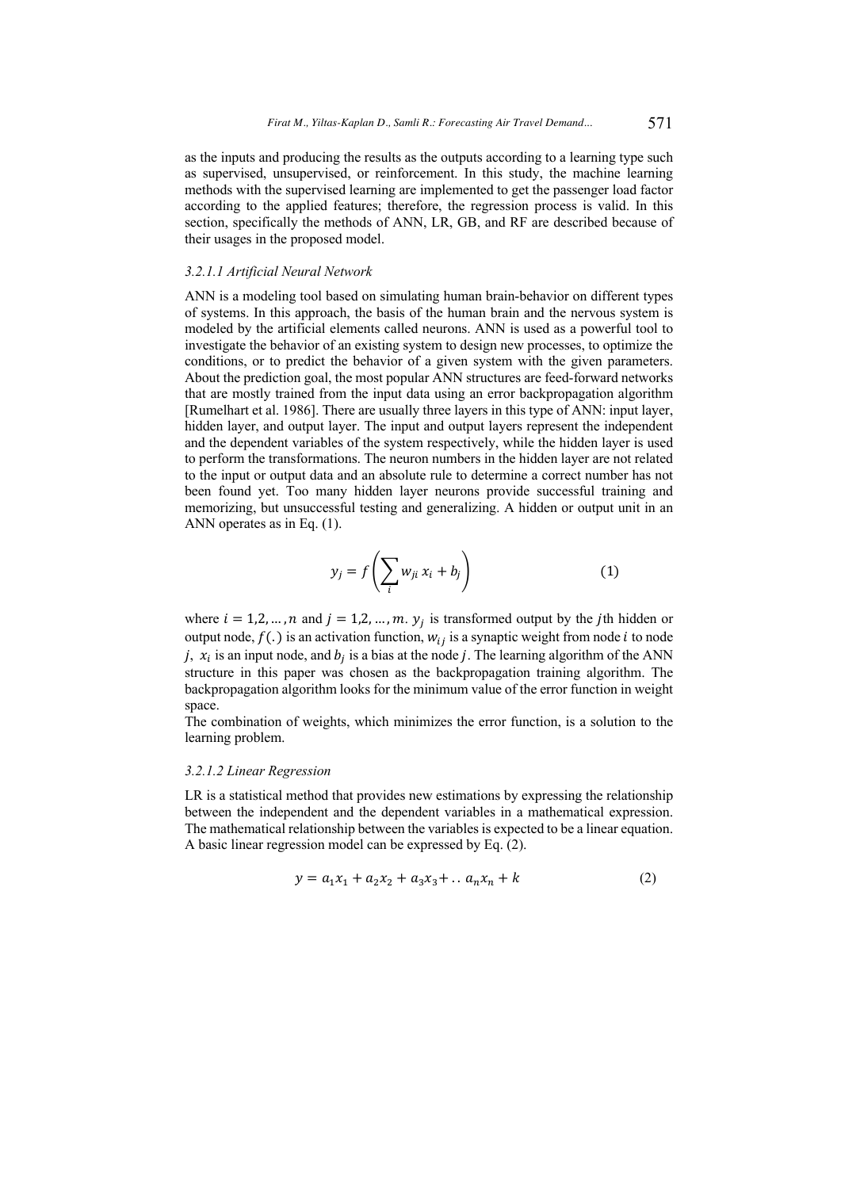as the inputs and producing the results as the outputs according to a learning type such as supervised, unsupervised, or reinforcement. In this study, the machine learning methods with the supervised learning are implemented to get the passenger load factor according to the applied features; therefore, the regression process is valid. In this section, specifically the methods of ANN, LR, GB, and RF are described because of their usages in the proposed model.

#### *3.2.1.1 Artificial Neural Network*

ANN is a modeling tool based on simulating human brain-behavior on different types of systems. In this approach, the basis of the human brain and the nervous system is modeled by the artificial elements called neurons. ANN is used as a powerful tool to investigate the behavior of an existing system to design new processes, to optimize the conditions, or to predict the behavior of a given system with the given parameters. About the prediction goal, the most popular ANN structures are feed-forward networks that are mostly trained from the input data using an error backpropagation algorithm [Rumelhart et al. 1986]. There are usually three layers in this type of ANN: input layer, hidden layer, and output layer. The input and output layers represent the independent and the dependent variables of the system respectively, while the hidden layer is used to perform the transformations. The neuron numbers in the hidden layer are not related to the input or output data and an absolute rule to determine a correct number has not been found yet. Too many hidden layer neurons provide successful training and memorizing, but unsuccessful testing and generalizing. A hidden or output unit in an ANN operates as in Eq. (1).

$$y_j = f\left(\sum_i w_{ji}\, x_i + b_j\right) \tag{1}$$

where $i = 1,2,\ldots,n$ and $j = 1,2,\ldots,m$. $y_j$ is transformed output by the $j$th hidden or output node, $f(.)$ is an activation function, $w_{ij}$ is a synaptic weight from node $i$ to node $j$, $x_i$ is an input node, and $b_j$ is a bias at the node $j$. The learning algorithm of the ANN structure in this paper was chosen as the backpropagation training algorithm. The backpropagation algorithm looks for the minimum value of the error function in weight space.

The combination of weights, which minimizes the error function, is a solution to the learning problem.

#### *3.2.1.2 Linear Regression*

LR is a statistical method that provides new estimations by expressing the relationship between the independent and the dependent variables in a mathematical expression. The mathematical relationship between the variables is expected to be a linear equation. A basic linear regression model can be expressed by Eq. (2).

$$y = a_1 x_1 + a_2 x_2 + a_3 x_3 + \ldots a_n x_n + k \tag{2}$$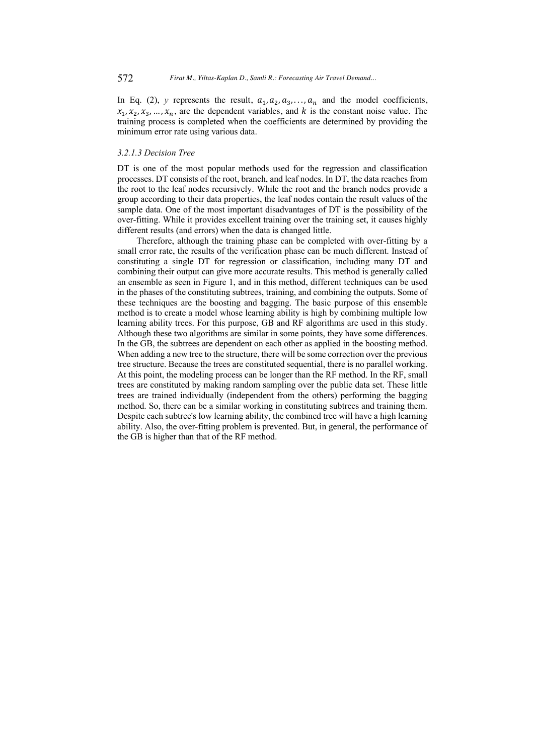In Eq. (2), *y* represents the result, $a_1, a_2, a_3, \dots, a_n$ and the model coefficients, $x_1, x_2, x_3, \dots, x_n$, are the dependent variables, and $k$ is the constant noise value. The training process is completed when the coefficients are determined by providing the minimum error rate using various data.

#### *3.2.1.3 Decision Tree*

DT is one of the most popular methods used for the regression and classification processes. DT consists of the root, branch, and leaf nodes. In DT, the data reaches from the root to the leaf nodes recursively. While the root and the branch nodes provide a group according to their data properties, the leaf nodes contain the result values of the sample data. One of the most important disadvantages of DT is the possibility of the over-fitting. While it provides excellent training over the training set, it causes highly different results (and errors) when the data is changed little.

Therefore, although the training phase can be completed with over-fitting by a small error rate, the results of the verification phase can be much different. Instead of constituting a single DT for regression or classification, including many DT and combining their output can give more accurate results. This method is generally called an ensemble as seen in Figure 1, and in this method, different techniques can be used in the phases of the constituting subtrees, training, and combining the outputs. Some of these techniques are the boosting and bagging. The basic purpose of this ensemble method is to create a model whose learning ability is high by combining multiple low learning ability trees. For this purpose, GB and RF algorithms are used in this study. Although these two algorithms are similar in some points, they have some differences. In the GB, the subtrees are dependent on each other as applied in the boosting method. When adding a new tree to the structure, there will be some correction over the previous tree structure. Because the trees are constituted sequential, there is no parallel working. At this point, the modeling process can be longer than the RF method. In the RF, small trees are constituted by making random sampling over the public data set. These little trees are trained individually (independent from the others) performing the bagging method. So, there can be a similar working in constituting subtrees and training them. Despite each subtree's low learning ability, the combined tree will have a high learning ability. Also, the over-fitting problem is prevented. But, in general, the performance of the GB is higher than that of the RF method.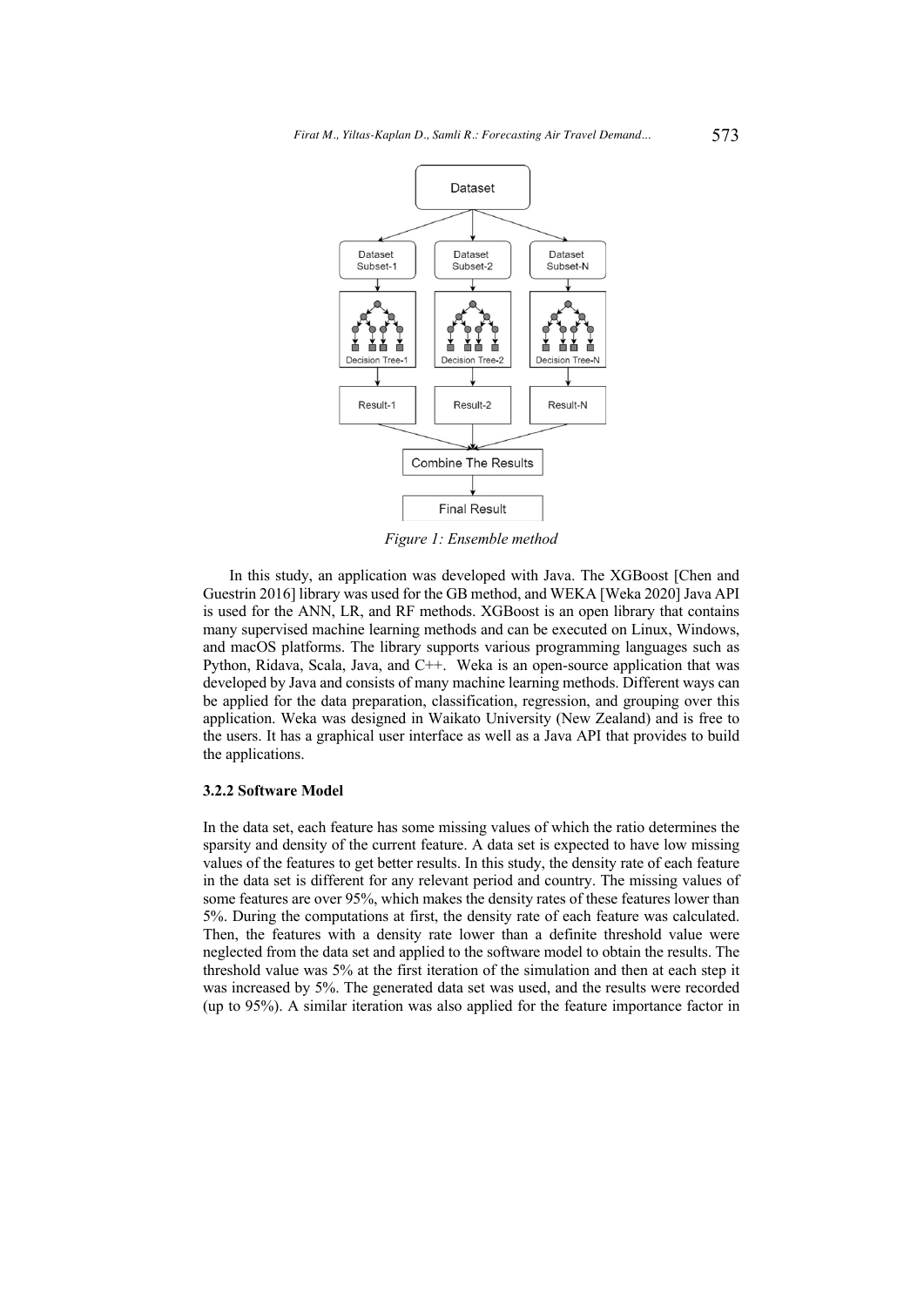Figure 1: Ensemble method

In this study, an application was developed with Java. The XGBoost [Chen and Guestrin 2016] library was used for the GB method, and WEKA [Weka 2020] Java API is used for the ANN, LR, and RF methods. XGBoost is an open library that contains many supervised machine learning methods and can be executed on Linux, Windows, and macOS platforms. The library supports various programming languages such as Python, Ridava, Scala, Java, and C++. Weka is an open-source application that was developed by Java and consists of many machine learning methods. Different ways can be applied for the data preparation, classification, regression, and grouping over this application. Weka was designed in Waikato University (New Zealand) and is free to the users. It has a graphical user interface as well as a Java API that provides to build the applications.

### 3.2.2 Software Model

In the data set, each feature has some missing values of which the ratio determines the sparsity and density of the current feature. A data set is expected to have low missing values of the features to get better results. In this study, the density rate of each feature in the data set is different for any relevant period and country. The missing values of some features are over 95%, which makes the density rates of these features lower than 5%. During the computations at first, the density rate of each feature was calculated. Then, the features with a density rate lower than a definite threshold value were neglected from the data set and applied to the software model to obtain the results. The threshold value was 5% at the first iteration of the simulation and then at each step it was increased by 5%. The generated data set was used, and the results were recorded (up to 95%). A similar iteration was also applied for the feature importance factor in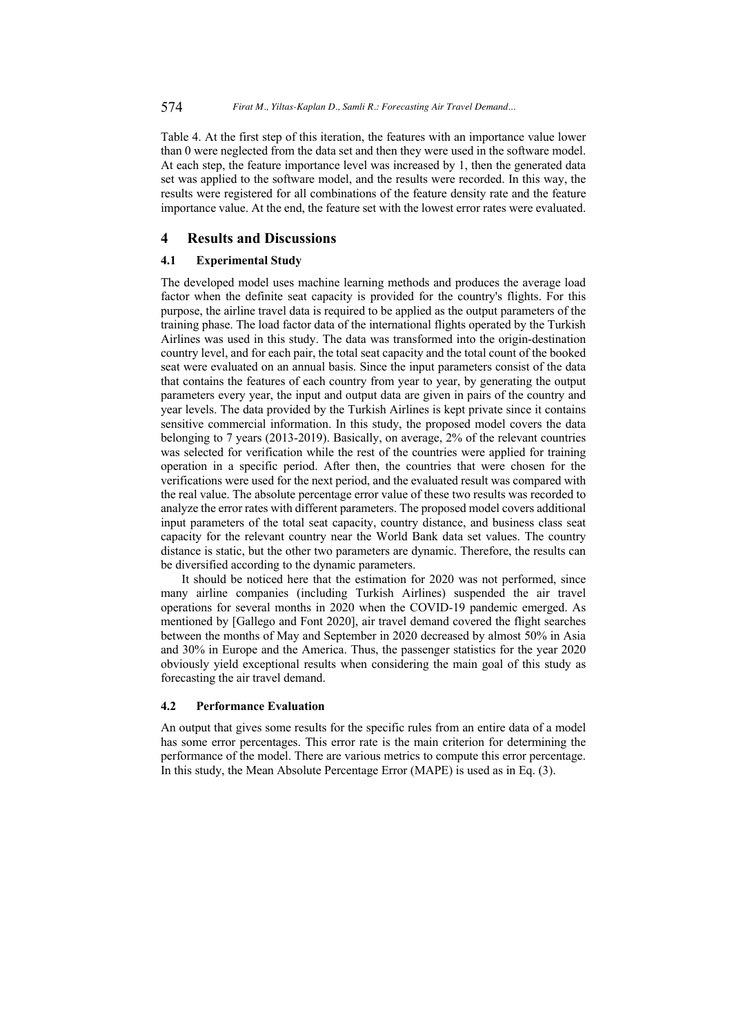Table 4. At the first step of this iteration, the features with an importance value lower than 0 were neglected from the data set and then they were used in the software model. At each step, the feature importance level was increased by 1, then the generated data set was applied to the software model, and the results were recorded. In this way, the results were registered for all combinations of the feature density rate and the feature importance value. At the end, the feature set with the lowest error rates were evaluated.

## 4 Results and Discussions

### 4.1 Experimental Study

The developed model uses machine learning methods and produces the average load factor when the definite seat capacity is provided for the country's flights. For this purpose, the airline travel data is required to be applied as the output parameters of the training phase. The load factor data of the international flights operated by the Turkish Airlines was used in this study. The data was transformed into the origin-destination country level, and for each pair, the total seat capacity and the total count of the booked seat were evaluated on an annual basis. Since the input parameters consist of the data that contains the features of each country from year to year, by generating the output parameters every year, the input and output data are given in pairs of the country and year levels. The data provided by the Turkish Airlines is kept private since it contains sensitive commercial information. In this study, the proposed model covers the data belonging to 7 years (2013-2019). Basically, on average, 2% of the relevant countries was selected for verification while the rest of the countries were applied for training operation in a specific period. After then, the countries that were chosen for the verifications were used for the next period, and the evaluated result was compared with the real value. The absolute percentage error value of these two results was recorded to analyze the error rates with different parameters. The proposed model covers additional input parameters of the total seat capacity, country distance, and business class seat capacity for the relevant country near the World Bank data set values. The country distance is static, but the other two parameters are dynamic. Therefore, the results can be diversified according to the dynamic parameters.

It should be noticed here that the estimation for 2020 was not performed, since many airline companies (including Turkish Airlines) suspended the air travel operations for several months in 2020 when the COVID-19 pandemic emerged. As mentioned by [Gallego and Font 2020], air travel demand covered the flight searches between the months of May and September in 2020 decreased by almost 50% in Asia and 30% in Europe and the America. Thus, the passenger statistics for the year 2020 obviously yield exceptional results when considering the main goal of this study as forecasting the air travel demand.

### 4.2 Performance Evaluation

An output that gives some results for the specific rules from an entire data of a model has some error percentages. This error rate is the main criterion for determining the performance of the model. There are various metrics to compute this error percentage. In this study, the Mean Absolute Percentage Error (MAPE) is used as in Eq. (3).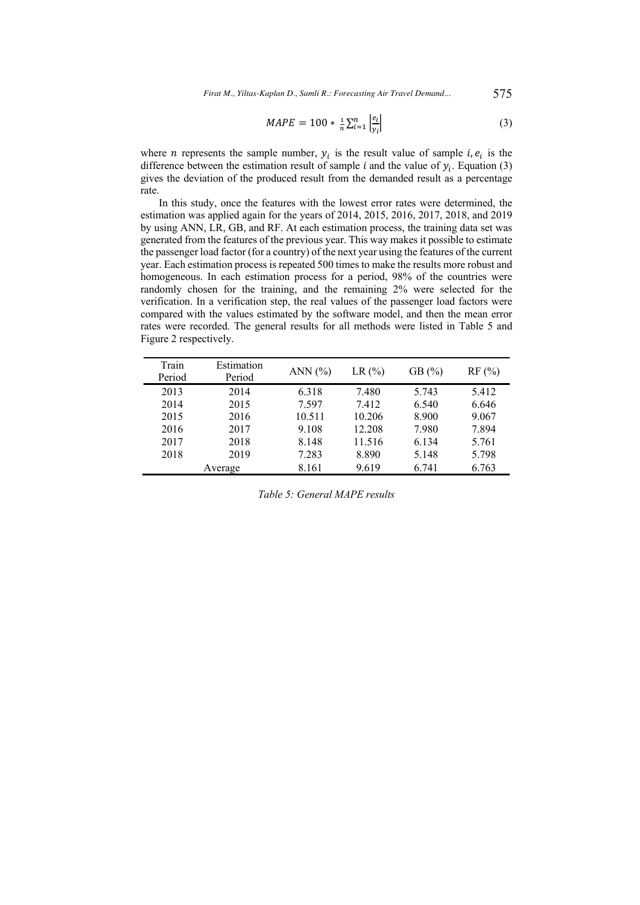$$MAPE = 100 * \frac{1}{n}\sum_{i=1}^{n}\left|\frac{e_i}{y_i}\right| \tag{3}$$

where $n$ represents the sample number, $y_i$ is the result value of sample $i, e_i$ is the difference between the estimation result of sample $i$ and the value of $y_i$. Equation (3) gives the deviation of the produced result from the demanded result as a percentage rate.

In this study, once the features with the lowest error rates were determined, the estimation was applied again for the years of 2014, 2015, 2016, 2017, 2018, and 2019 by using ANN, LR, GB, and RF. At each estimation process, the training data set was generated from the features of the previous year. This way makes it possible to estimate the passenger load factor (for a country) of the next year using the features of the current year. Each estimation process is repeated 500 times to make the results more robust and homogeneous. In each estimation process for a period, 98% of the countries were randomly chosen for the training, and the remaining 2% were selected for the verification. In a verification step, the real values of the passenger load factors were compared with the values estimated by the software model, and then the mean error rates were recorded. The general results for all methods were listed in Table 5 and Figure 2 respectively.

| Train Period | Estimation Period | ANN (%) | LR (%) | GB (%) | RF (%) |
|---|---|---|---|---|---|
| 2013 | 2014 | 6.318 | 7.480 | 5.743 | 5.412 |
| 2014 | 2015 | 7.597 | 7.412 | 6.540 | 6.646 |
| 2015 | 2016 | 10.511 | 10.206 | 8.900 | 9.067 |
| 2016 | 2017 | 9.108 | 12.208 | 7.980 | 7.894 |
| 2017 | 2018 | 8.148 | 11.516 | 6.134 | 5.761 |
| 2018 | 2019 | 7.283 | 8.890 | 5.148 | 5.798 |
| Average | | 8.161 | 9.619 | 6.741 | 6.763 |

*Table 5: General MAPE results*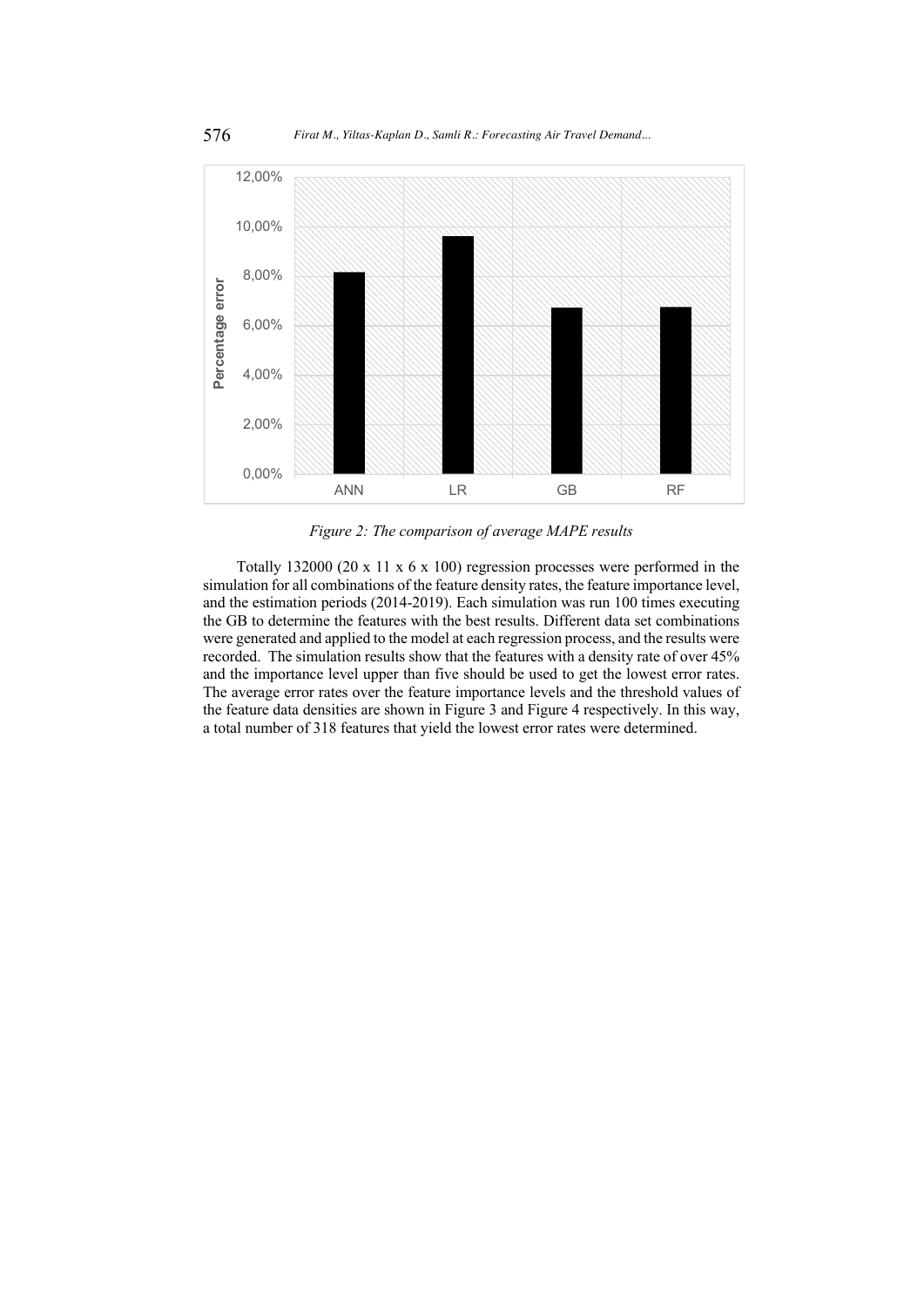*Figure 2: The comparison of average MAPE results*

Totally 132000 (20 x 11 x 6 x 100) regression processes were performed in the simulation for all combinations of the feature density rates, the feature importance level, and the estimation periods (2014-2019). Each simulation was run 100 times executing the GB to determine the features with the best results. Different data set combinations were generated and applied to the model at each regression process, and the results were recorded. The simulation results show that the features with a density rate of over 45% and the importance level upper than five should be used to get the lowest error rates. The average error rates over the feature importance levels and the threshold values of the feature data densities are shown in Figure 3 and Figure 4 respectively. In this way, a total number of 318 features that yield the lowest error rates were determined.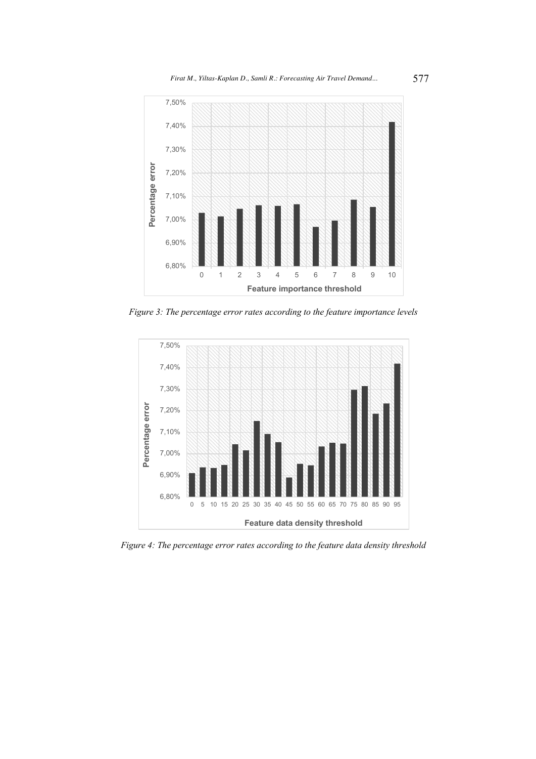Figure 3: The percentage error rates according to the feature importance levels

Figure 4: The percentage error rates according to the feature data density threshold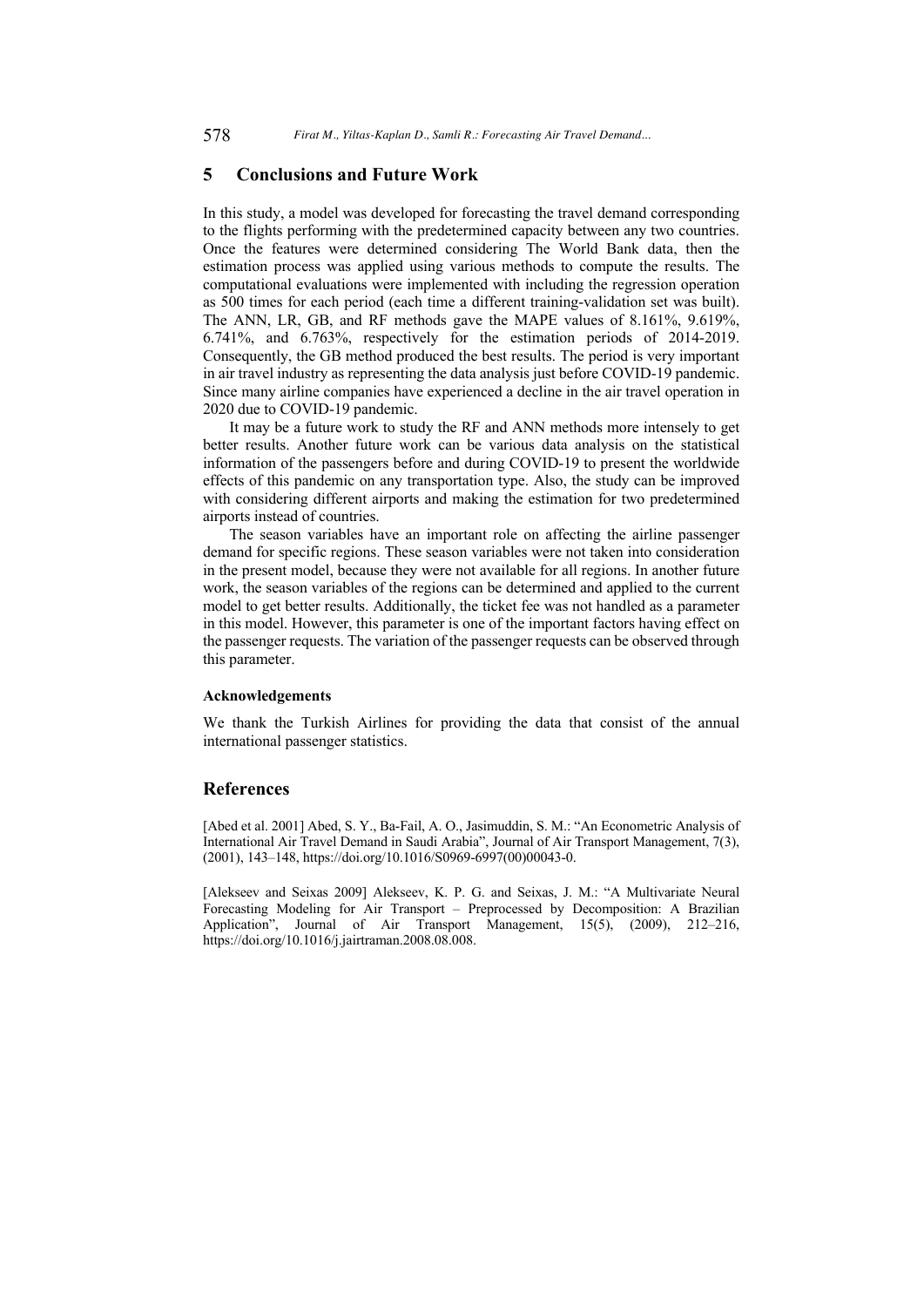## 5 Conclusions and Future Work

In this study, a model was developed for forecasting the travel demand corresponding to the flights performing with the predetermined capacity between any two countries. Once the features were determined considering The World Bank data, then the estimation process was applied using various methods to compute the results. The computational evaluations were implemented with including the regression operation as 500 times for each period (each time a different training-validation set was built). The ANN, LR, GB, and RF methods gave the MAPE values of 8.161%, 9.619%, 6.741%, and 6.763%, respectively for the estimation periods of 2014-2019. Consequently, the GB method produced the best results. The period is very important in air travel industry as representing the data analysis just before COVID-19 pandemic. Since many airline companies have experienced a decline in the air travel operation in 2020 due to COVID-19 pandemic.

It may be a future work to study the RF and ANN methods more intensely to get better results. Another future work can be various data analysis on the statistical information of the passengers before and during COVID-19 to present the worldwide effects of this pandemic on any transportation type. Also, the study can be improved with considering different airports and making the estimation for two predetermined airports instead of countries.

The season variables have an important role on affecting the airline passenger demand for specific regions. These season variables were not taken into consideration in the present model, because they were not available for all regions. In another future work, the season variables of the regions can be determined and applied to the current model to get better results. Additionally, the ticket fee was not handled as a parameter in this model. However, this parameter is one of the important factors having effect on the passenger requests. The variation of the passenger requests can be observed through this parameter.

#### Acknowledgements

We thank the Turkish Airlines for providing the data that consist of the annual international passenger statistics.

## References

[Abed et al. 2001] Abed, S. Y., Ba-Fail, A. O., Jasimuddin, S. M.: "An Econometric Analysis of International Air Travel Demand in Saudi Arabia", Journal of Air Transport Management, 7(3), (2001), 143–148, https://doi.org/10.1016/S0969-6997(00)00043-0.

[Alekseev and Seixas 2009] Alekseev, K. P. G. and Seixas, J. M.: "A Multivariate Neural Forecasting Modeling for Air Transport – Preprocessed by Decomposition: A Brazilian Application", Journal of Air Transport Management, 15(5), (2009), 212–216, https://doi.org/10.1016/j.jairtraman.2008.08.008.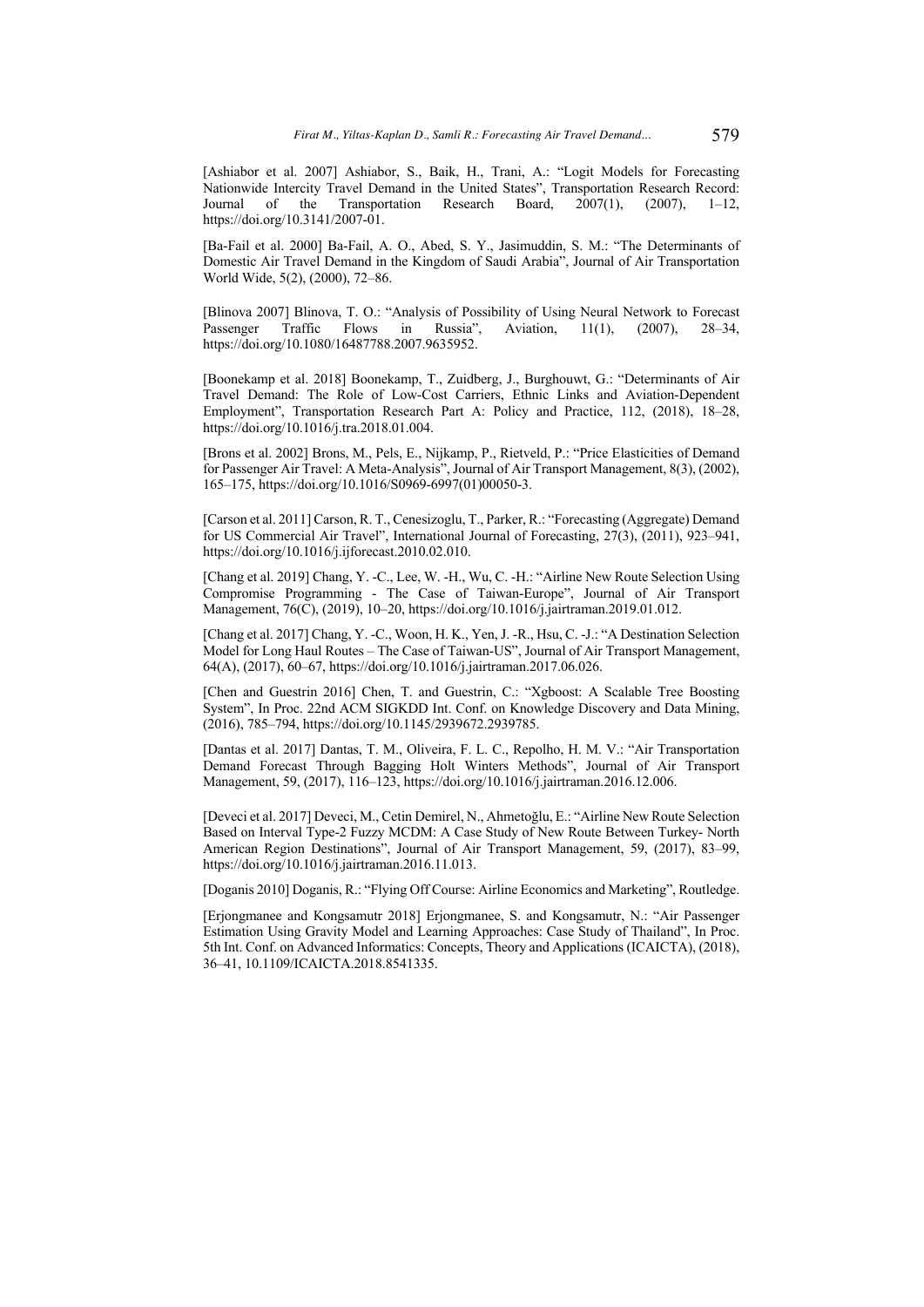[Ashiabor et al. 2007] Ashiabor, S., Baik, H., Trani, A.: "Logit Models for Forecasting Nationwide Intercity Travel Demand in the United States", Transportation Research Record: Journal of the Transportation Research Board, 2007(1), (2007), 1–12, https://doi.org/10.3141/2007-01.

[Ba-Fail et al. 2000] Ba-Fail, A. O., Abed, S. Y., Jasimuddin, S. M.: "The Determinants of Domestic Air Travel Demand in the Kingdom of Saudi Arabia", Journal of Air Transportation World Wide, 5(2), (2000), 72–86.

[Blinova 2007] Blinova, T. O.: "Analysis of Possibility of Using Neural Network to Forecast Passenger Traffic Flows in Russia", Aviation, 11(1), (2007), 28–34, https://doi.org/10.1080/16487788.2007.9635952.

[Boonekamp et al. 2018] Boonekamp, T., Zuidberg, J., Burghouwt, G.: "Determinants of Air Travel Demand: The Role of Low-Cost Carriers, Ethnic Links and Aviation-Dependent Employment", Transportation Research Part A: Policy and Practice, 112, (2018), 18–28, https://doi.org/10.1016/j.tra.2018.01.004.

[Brons et al. 2002] Brons, M., Pels, E., Nijkamp, P., Rietveld, P.: "Price Elasticities of Demand for Passenger Air Travel: A Meta-Analysis", Journal of Air Transport Management, 8(3), (2002), 165–175, https://doi.org/10.1016/S0969-6997(01)00050-3.

[Carson et al. 2011] Carson, R. T., Cenesizoglu, T., Parker, R.: "Forecasting (Aggregate) Demand for US Commercial Air Travel", International Journal of Forecasting, 27(3), (2011), 923–941, https://doi.org/10.1016/j.ijforecast.2010.02.010.

[Chang et al. 2019] Chang, Y. -C., Lee, W. -H., Wu, C. -H.: "Airline New Route Selection Using Compromise Programming - The Case of Taiwan-Europe", Journal of Air Transport Management, 76(C), (2019), 10–20, https://doi.org/10.1016/j.jairtraman.2019.01.012.

[Chang et al. 2017] Chang, Y. -C., Woon, H. K., Yen, J. -R., Hsu, C. -J.: "A Destination Selection Model for Long Haul Routes – The Case of Taiwan-US", Journal of Air Transport Management, 64(A), (2017), 60–67, https://doi.org/10.1016/j.jairtraman.2017.06.026.

[Chen and Guestrin 2016] Chen, T. and Guestrin, C.: "Xgboost: A Scalable Tree Boosting System", In Proc. 22nd ACM SIGKDD Int. Conf. on Knowledge Discovery and Data Mining, (2016), 785–794, https://doi.org/10.1145/2939672.2939785.

[Dantas et al. 2017] Dantas, T. M., Oliveira, F. L. C., Repolho, H. M. V.: "Air Transportation Demand Forecast Through Bagging Holt Winters Methods", Journal of Air Transport Management, 59, (2017), 116–123, https://doi.org/10.1016/j.jairtraman.2016.12.006.

[Deveci et al. 2017] Deveci, M., Cetin Demirel, N., Ahmetoğlu, E.: "Airline New Route Selection Based on Interval Type-2 Fuzzy MCDM: A Case Study of New Route Between Turkey- North American Region Destinations", Journal of Air Transport Management, 59, (2017), 83–99, https://doi.org/10.1016/j.jairtraman.2016.11.013.

[Doganis 2010] Doganis, R.: "Flying Off Course: Airline Economics and Marketing", Routledge.

[Erjongmanee and Kongsamutr 2018] Erjongmanee, S. and Kongsamutr, N.: "Air Passenger Estimation Using Gravity Model and Learning Approaches: Case Study of Thailand", In Proc. 5th Int. Conf. on Advanced Informatics: Concepts, Theory and Applications (ICAICTA), (2018), 36–41, 10.1109/ICAICTA.2018.8541335.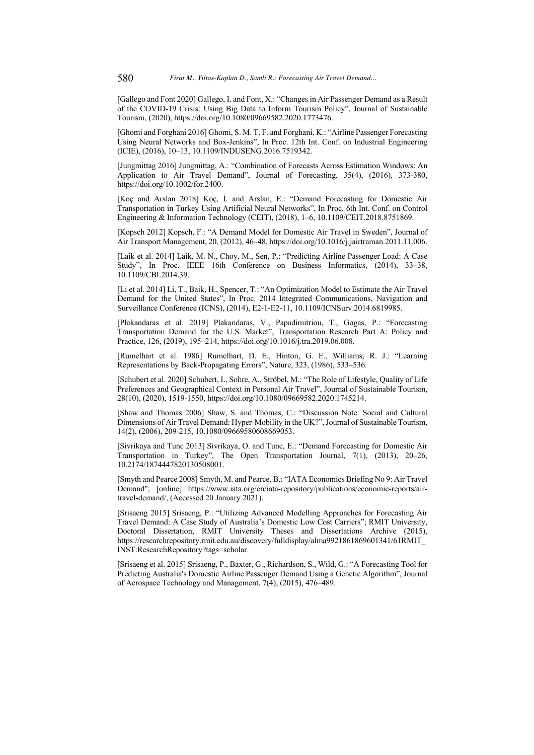[Gallego and Font 2020] Gallego, I. and Font, X.: "Changes in Air Passenger Demand as a Result of the COVID-19 Crisis: Using Big Data to Inform Tourism Policy", Journal of Sustainable Tourism, (2020), https://doi.org/10.1080/09669582.2020.1773476.

[Ghomi and Forghani 2016] Ghomi, S. M. T. F. and Forghani, K.: "Airline Passenger Forecasting Using Neural Networks and Box-Jenkins", In Proc. 12th Int. Conf. on Industrial Engineering (ICIE), (2016), 10–13, 10.1109/INDUSENG.2016.7519342.

[Jungmittag 2016] Jungmittag, A.: "Combination of Forecasts Across Estimation Windows: An Application to Air Travel Demand", Journal of Forecasting, 35(4), (2016), 373-380, https://doi.org/10.1002/for.2400.

[Koç and Arslan 2018] Koç, İ. and Arslan, E.: "Demand Forecasting for Domestic Air Transportation in Turkey Using Artificial Neural Networks", In Proc. 6th Int. Conf. on Control Engineering & Information Technology (CEIT), (2018), 1–6, 10.1109/CEIT.2018.8751869.

[Kopsch 2012] Kopsch, F.: "A Demand Model for Domestic Air Travel in Sweden", Journal of Air Transport Management, 20, (2012), 46–48, https://doi.org/10.1016/j.jairtraman.2011.11.006.

[Laik et al. 2014] Laik, M. N., Choy, M., Sen, P.: "Predicting Airline Passenger Load: A Case Study", In Proc. IEEE 16th Conference on Business Informatics, (2014), 33–38, 10.1109/CBI.2014.39.

[Li et al. 2014] Li, T., Baik, H., Spencer, T.: "An Optimization Model to Estimate the Air Travel Demand for the United States", In Proc. 2014 Integrated Communications, Navigation and Surveillance Conference (ICNS), (2014), E2-1-E2-11, 10.1109/ICNSurv.2014.6819985.

[Plakandaras et al. 2019] Plakandaras, V., Papadimitriou, T., Gogas, P.: "Forecasting Transportation Demand for the U.S. Market", Transportation Research Part A: Policy and Practice, 126, (2019), 195–214, https://doi.org/10.1016/j.tra.2019.06.008.

[Rumelhart et al. 1986] Rumelhart, D. E., Hinton, G. E., Williams, R. J.: "Learning Representations by Back-Propagating Errors", Nature, 323, (1986), 533–536.

[Schubert et al. 2020] Schubert, I., Sohre, A., Ströbel, M.: "The Role of Lifestyle, Quality of Life Preferences and Geographical Context in Personal Air Travel", Journal of Sustainable Tourism, 28(10), (2020), 1519-1550, https://doi.org/10.1080/09669582.2020.1745214.

[Shaw and Thomas 2006] Shaw, S. and Thomas, C.: "Discussion Note: Social and Cultural Dimensions of Air Travel Demand: Hyper-Mobility in the UK?", Journal of Sustainable Tourism, 14(2), (2006), 209-215, 10.1080/09669580608669053.

[Sivrikaya and Tunc 2013] Sivrikaya, O. and Tunc, E.: "Demand Forecasting for Domestic Air Transportation in Turkey", The Open Transportation Journal, 7(1), (2013), 20–26, 10.2174/1874447820130508001.

[Smyth and Pearce 2008] Smyth, M. and Pearce, B.: "IATA Economics Briefing No 9: Air Travel Demand"; [online] https://www.iata.org/en/iata-repository/publications/economic-reports/air-travel-demand/, (Accessed 20 January 2021).

[Srisaeng 2015] Srisaeng, P.: "Utilizing Advanced Modelling Approaches for Forecasting Air Travel Demand: A Case Study of Australia's Domestic Low Cost Carriers"; RMIT University, Doctoral Dissertation, RMIT University Theses and Dissertations Archive (2015), https://researchrepository.rmit.edu.au/discovery/fulldisplay/alma9921861869601341/61RMIT_INST:ResearchRepository?tags=scholar.

[Srisaeng et al. 2015] Srisaeng, P., Baxter, G., Richardson, S., Wild, G.: "A Forecasting Tool for Predicting Australia's Domestic Airline Passenger Demand Using a Genetic Algorithm", Journal of Aerospace Technology and Management, 7(4), (2015), 476–489.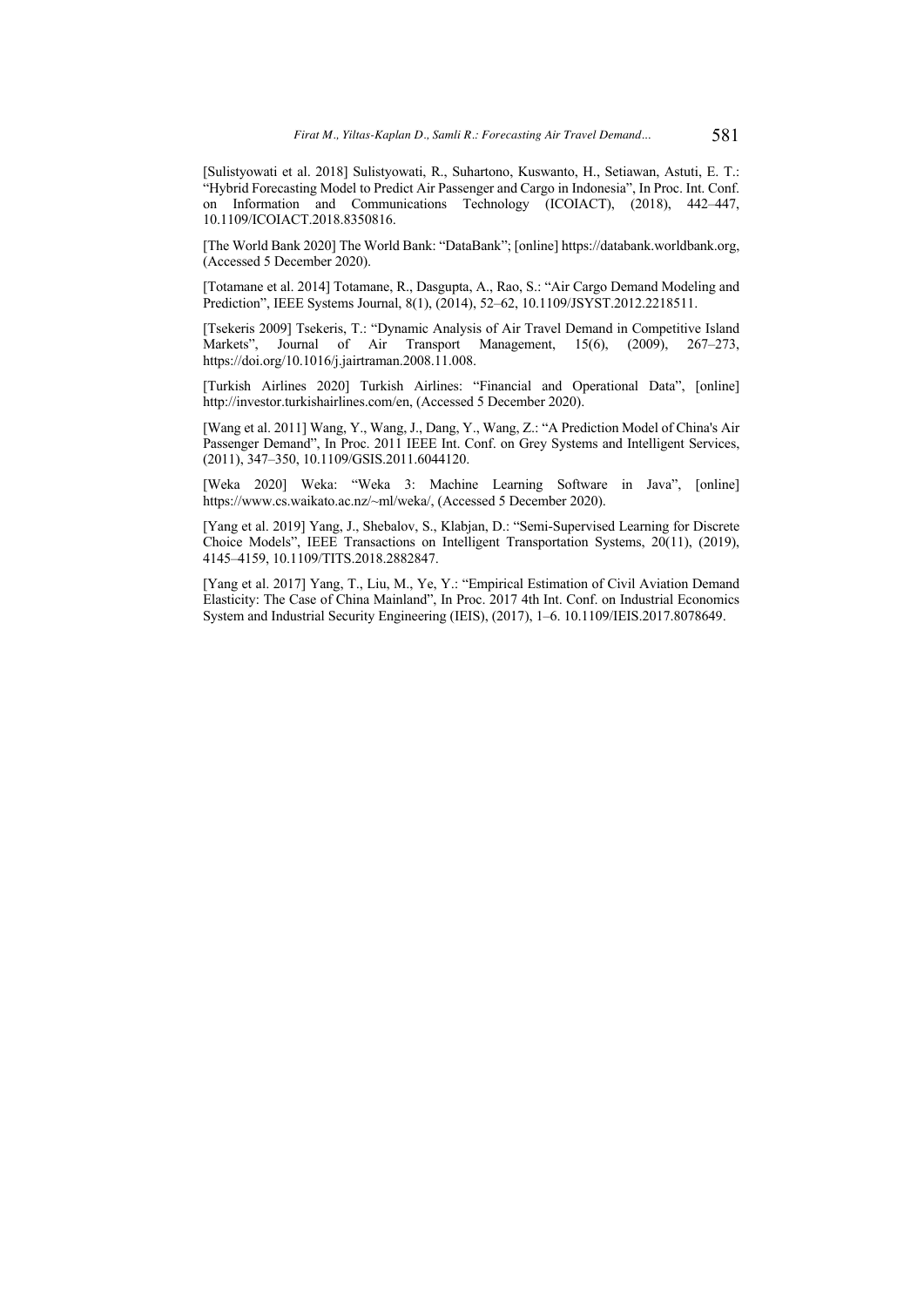[Sulistyowati et al. 2018] Sulistyowati, R., Suhartono, Kuswanto, H., Setiawan, Astuti, E. T.: "Hybrid Forecasting Model to Predict Air Passenger and Cargo in Indonesia", In Proc. Int. Conf. on Information and Communications Technology (ICOIACT), (2018), 442–447, 10.1109/ICOIACT.2018.8350816.

[The World Bank 2020] The World Bank: "DataBank"; [online] https://databank.worldbank.org, (Accessed 5 December 2020).

[Totamane et al. 2014] Totamane, R., Dasgupta, A., Rao, S.: "Air Cargo Demand Modeling and Prediction", IEEE Systems Journal, 8(1), (2014), 52–62, 10.1109/JSYST.2012.2218511.

[Tsekeris 2009] Tsekeris, T.: "Dynamic Analysis of Air Travel Demand in Competitive Island Markets", Journal of Air Transport Management, 15(6), (2009), 267–273, https://doi.org/10.1016/j.jairtraman.2008.11.008.

[Turkish Airlines 2020] Turkish Airlines: "Financial and Operational Data", [online] http://investor.turkishairlines.com/en, (Accessed 5 December 2020).

[Wang et al. 2011] Wang, Y., Wang, J., Dang, Y., Wang, Z.: "A Prediction Model of China's Air Passenger Demand", In Proc. 2011 IEEE Int. Conf. on Grey Systems and Intelligent Services, (2011), 347–350, 10.1109/GSIS.2011.6044120.

[Weka 2020] Weka: "Weka 3: Machine Learning Software in Java", [online] https://www.cs.waikato.ac.nz/~ml/weka/, (Accessed 5 December 2020).

[Yang et al. 2019] Yang, J., Shebalov, S., Klabjan, D.: "Semi-Supervised Learning for Discrete Choice Models", IEEE Transactions on Intelligent Transportation Systems, 20(11), (2019), 4145–4159, 10.1109/TITS.2018.2882847.

[Yang et al. 2017] Yang, T., Liu, M., Ye, Y.: "Empirical Estimation of Civil Aviation Demand Elasticity: The Case of China Mainland", In Proc. 2017 4th Int. Conf. on Industrial Economics System and Industrial Security Engineering (IEIS), (2017), 1–6. 10.1109/IEIS.2017.8078649.